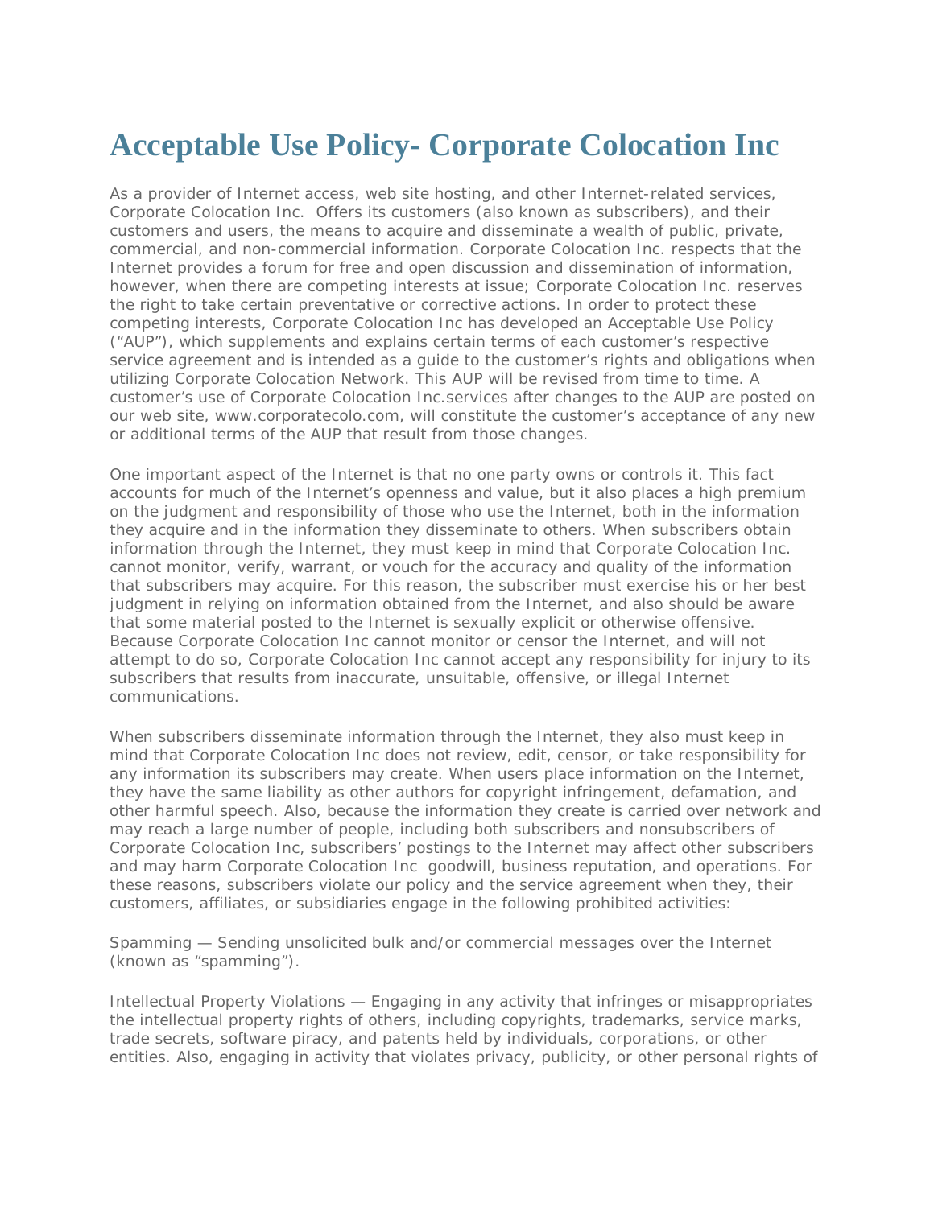# Acceptable Use Policy- Corporate Colocation Inc

As a provider of Internet access, web site hosting, and other Internet-related services, Corporate Colocation Inc. Offers its customers (also known as subscribers), and their customers and users, the means to acquire and disseminate a wealth of public, private, commercial, and non-commercial information. Corporate Colocation Inc. respects that the Internet provides a forum for free and open discussion and dissemination of information, however, when there are competing interests at issue; Corporate Colocation Inc. reserves the right to take certain preventative or corrective actions. In order to protect these competing interests, Corporate Colocation Inc has developed an Acceptable Use Policy ("AUP"), which supplements and explains certain terms of each customer's respective service agreement and is intended as a guide to the customer's rights and obligations when utilizing Corporate Colocation Network. This AUP will be revised from time to time. A customer's use of Corporate Colocation Inc.services after changes to the AUP are posted on our web site, www.corporatecolo.com, will constitute the customer's acceptance of any new or additional terms of the AUP that result from those changes.

One important aspect of the Internet is that no one party owns or controls it. This fact accounts for much of the Internet's openness and value, but it also places a high premium on the judgment and responsibility of those who use the Internet, both in the information they acquire and in the information they disseminate to others. When subscribers obtain information through the Internet, they must keep in mind that Corporate Colocation Inc. cannot monitor, verify, warrant, or vouch for the accuracy and quality of the information that subscribers may acquire. For this reason, the subscriber must exercise his or her best judgment in relying on information obtained from the Internet, and also should be aware that some material posted to the Internet is sexually explicit or otherwise offensive. Because Corporate Colocation Inc cannot monitor or censor the Internet, and will not attempt to do so, Corporate Colocation Inc cannot accept any responsibility for injury to its subscribers that results from inaccurate, unsuitable, offensive, or illegal Internet communications.

When subscribers disseminate information through the Internet, they also must keep in mind that Corporate Colocation Inc does not review, edit, censor, or take responsibility for any information its subscribers may create. When users place information on the Internet, they have the same liability as other authors for copyright infringement, defamation, and other harmful speech. Also, because the information they create is carried over network and may reach a large number of people, including both subscribers and nonsubscribers of Corporate Colocation Inc, subscribers' postings to the Internet may affect other subscribers and may harm Corporate Colocation Inc goodwill, business reputation, and operations. For these reasons, subscribers violate our policy and the service agreement when they, their customers, affiliates, or subsidiaries engage in the following prohibited activities:

Spamming — Sending unsolicited bulk and/or commercial messages over the Internet (known as "spamming").

Intellectual Property Violations — Engaging in any activity that infringes or misappropriates the intellectual property rights of others, including copyrights, trademarks, service marks, trade secrets, software piracy, and patents held by individuals, corporations, or other entities. Also, engaging in activity that violates privacy, publicity, or other personal rights of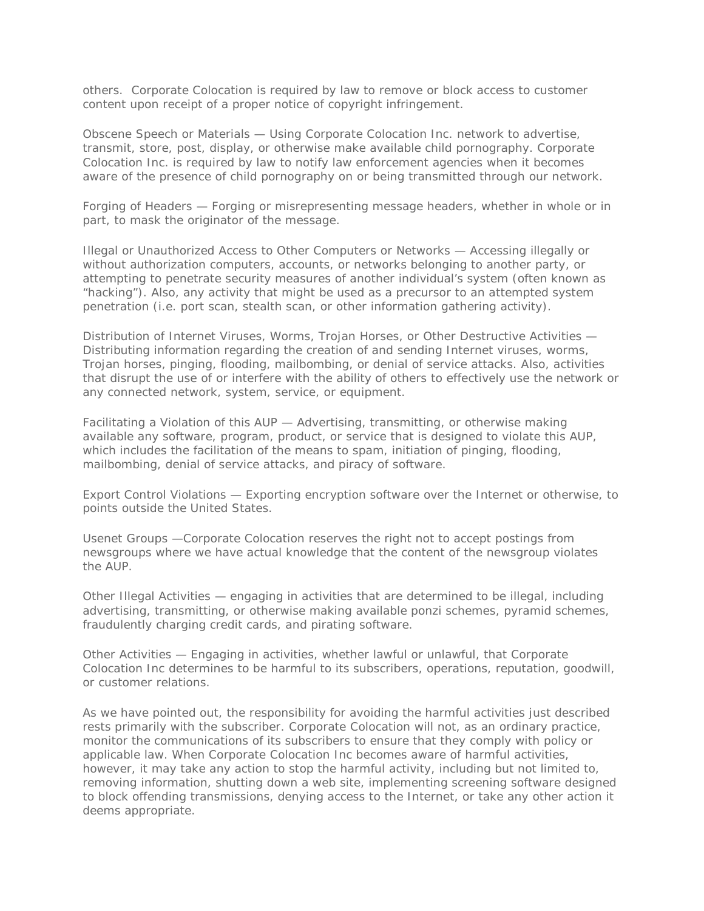others. Corporate Colocation is required by law to remove or block access to customer content upon receipt of a proper notice of copyright infringement.

Obscene Speech or Materials — Using Corporate Colocation Inc. network to advertise, transmit, store, post, display, or otherwise make available child pornography. Corporate Colocation Inc. is required by law to notify law enforcement agencies when it becomes aware of the presence of child pornography on or being transmitted through our network.

Forging of Headers — Forging or misrepresenting message headers, whether in whole or in part, to mask the originator of the message.

Illegal or Unauthorized Access to Other Computers or Networks — Accessing illegally or without authorization computers, accounts, or networks belonging to another party, or attempting to penetrate security measures of another individual's system (often known as "hacking"). Also, any activity that might be used as a precursor to an attempted system penetration (i.e. port scan, stealth scan, or other information gathering activity).

Distribution of Internet Viruses, Worms, Trojan Horses, or Other Destructive Activities — Distributing information regarding the creation of and sending Internet viruses, worms, Trojan horses, pinging, flooding, mailbombing, or denial of service attacks. Also, activities that disrupt the use of or interfere with the ability of others to effectively use the network or any connected network, system, service, or equipment.

Facilitating a Violation of this AUP — Advertising, transmitting, or otherwise making available any software, program, product, or service that is designed to violate this AUP, which includes the facilitation of the means to spam, initiation of pinging, flooding, mailbombing, denial of service attacks, and piracy of software.

Export Control Violations — Exporting encryption software over the Internet or otherwise, to points outside the United States.

Usenet Groups —Corporate Colocation reserves the right not to accept postings from newsgroups where we have actual knowledge that the content of the newsgroup violates the AUP.

Other Illegal Activities — engaging in activities that are determined to be illegal, including advertising, transmitting, or otherwise making available ponzi schemes, pyramid schemes, fraudulently charging credit cards, and pirating software.

Other Activities — Engaging in activities, whether lawful or unlawful, that Corporate Colocation Inc determines to be harmful to its subscribers, operations, reputation, goodwill, or customer relations.

As we have pointed out, the responsibility for avoiding the harmful activities just described rests primarily with the subscriber. Corporate Colocation will not, as an ordinary practice, monitor the communications of its subscribers to ensure that they comply with policy or applicable law. When Corporate Colocation Inc becomes aware of harmful activities, however, it may take any action to stop the harmful activity, including but not limited to, removing information, shutting down a web site, implementing screening software designed to block offending transmissions, denying access to the Internet, or take any other action it deems appropriate.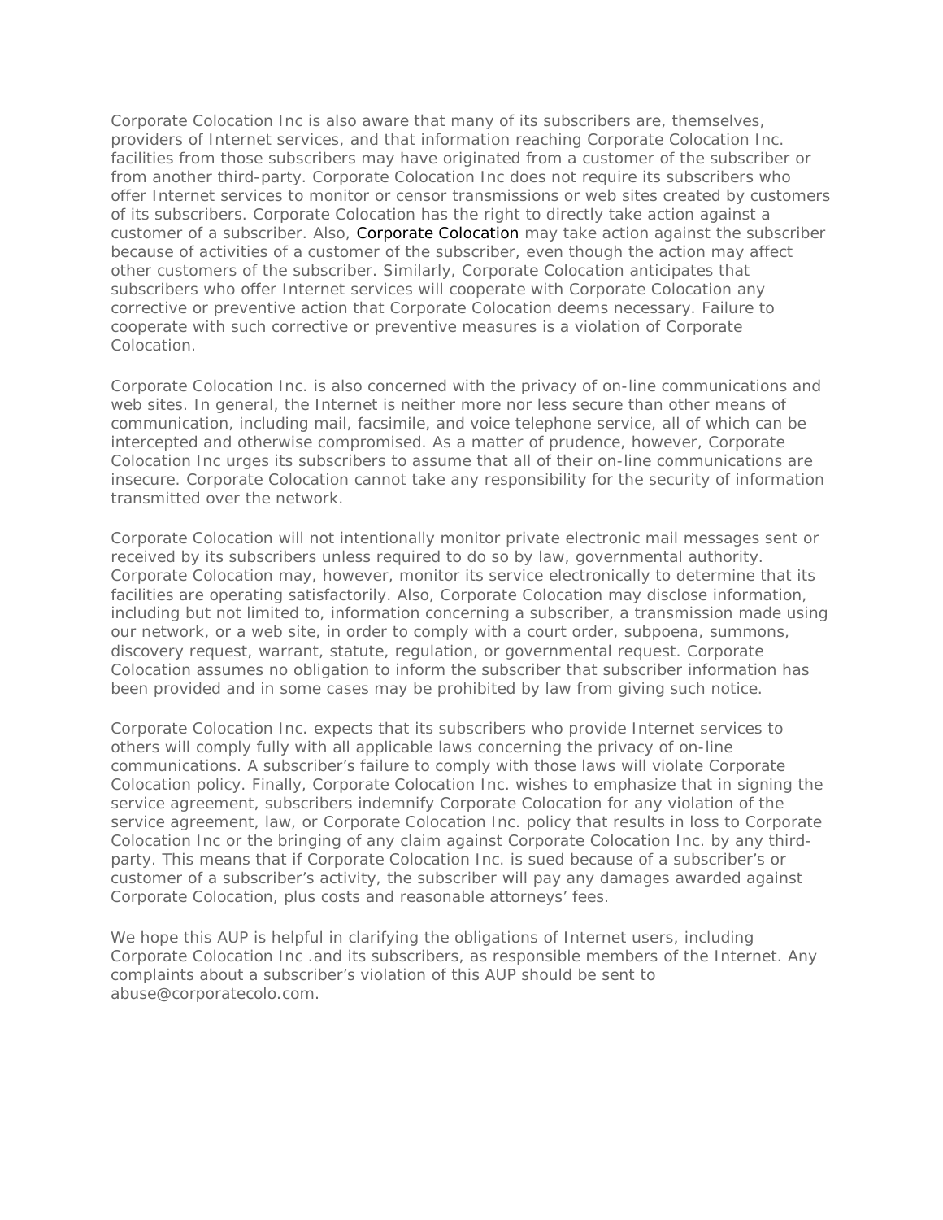Corporate Colocation Inc is also aware that many of its subscribers are, themselves, providers of Internet services, and that information reaching Corporate Colocation Inc. facilities from those subscribers may have originated from a customer of the subscriber or from another third-party. Corporate Colocation Inc does not require its subscribers who offer Internet services to monitor or censor transmissions or web sites created by customers of its subscribers. Corporate Colocation has the right to directly take action against a customer of a subscriber. Also, Corporate Colocation may take action against the subscriber because of activities of a customer of the subscriber, even though the action may affect other customers of the subscriber. Similarly, Corporate Colocation anticipates that subscribers who offer Internet services will cooperate with Corporate Colocation any corrective or preventive action that Corporate Colocation deems necessary. Failure to cooperate with such corrective or preventive measures is a violation of Corporate Colocation.

Corporate Colocation Inc. is also concerned with the privacy of on-line communications and web sites. In general, the Internet is neither more nor less secure than other means of communication, including mail, facsimile, and voice telephone service, all of which can be intercepted and otherwise compromised. As a matter of prudence, however, Corporate Colocation Inc urges its subscribers to assume that all of their on-line communications are insecure. Corporate Colocation cannot take any responsibility for the security of information transmitted over the network.

Corporate Colocation will not intentionally monitor private electronic mail messages sent or received by its subscribers unless required to do so by law, governmental authority. Corporate Colocation may, however, monitor its service electronically to determine that its facilities are operating satisfactorily. Also, Corporate Colocation may disclose information, including but not limited to, information concerning a subscriber, a transmission made using our network, or a web site, in order to comply with a court order, subpoena, summons, discovery request, warrant, statute, regulation, or governmental request. Corporate Colocation assumes no obligation to inform the subscriber that subscriber information has been provided and in some cases may be prohibited by law from giving such notice.

Corporate Colocation Inc. expects that its subscribers who provide Internet services to others will comply fully with all applicable laws concerning the privacy of on-line communications. A subscriber's failure to comply with those laws will violate Corporate Colocation policy. Finally, Corporate Colocation Inc. wishes to emphasize that in signing the service agreement, subscribers indemnify Corporate Colocation for any violation of the service agreement, law, or Corporate Colocation Inc. policy that results in loss to Corporate Colocation Inc or the bringing of any claim against Corporate Colocation Inc. by any third-party. This means that if Corporate Colocation Inc. is sued because of a subscriber's or customer of a subscriber's activity, the subscriber will pay any damages awarded against Corporate Colocation, plus costs and reasonable attorneys' fees.

We hope this AUP is helpful in clarifying the obligations of Internet users, including Corporate Colocation Inc .and its subscribers, as responsible members of the Internet. Any complaints about a subscriber's violation of this AUP should be sent to abuse@corporatecolo.com.